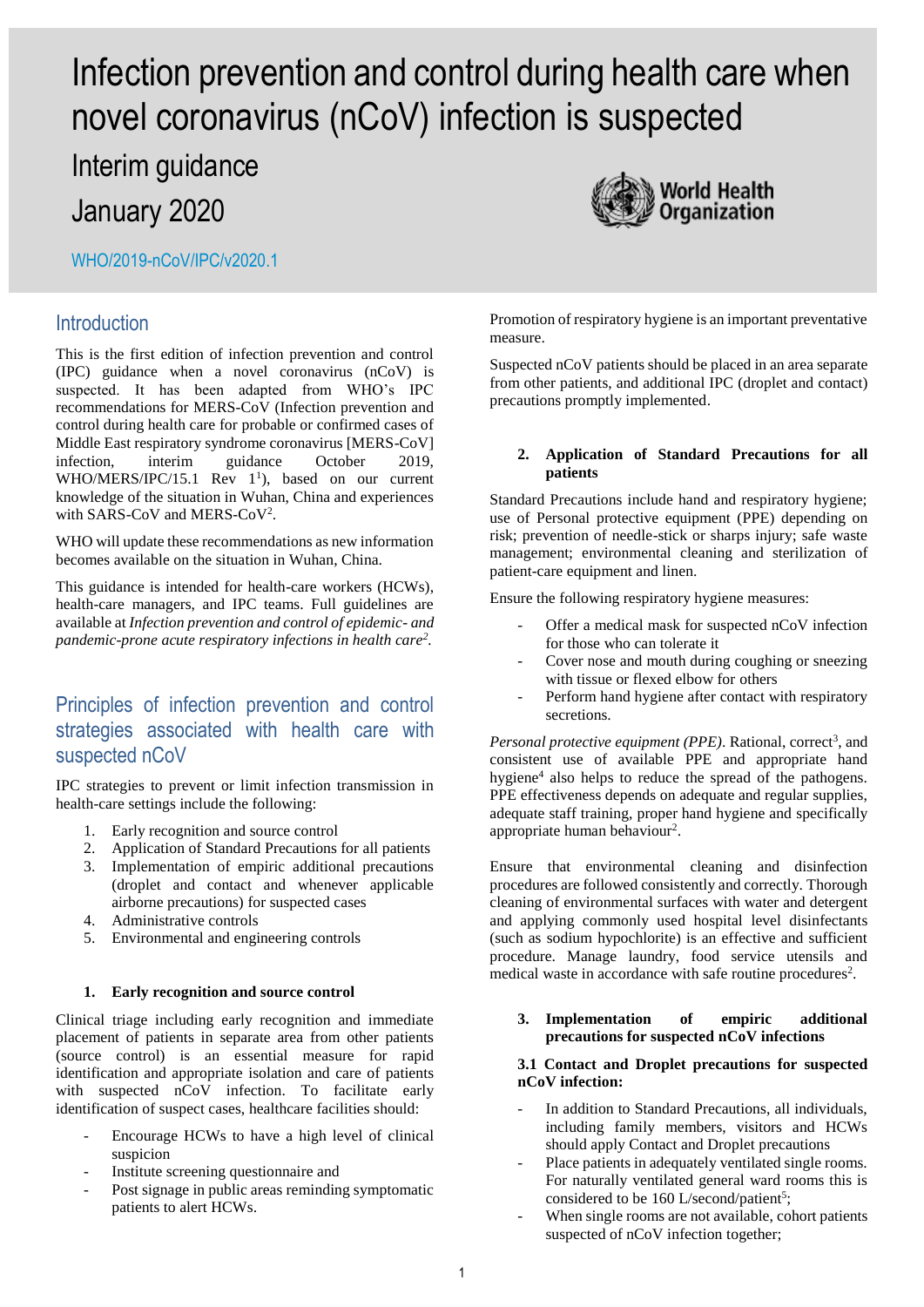# Infection prevention and control during health care when novel coronavirus (nCoV) infection is suspected

## Interim guidance

## January 2020

WHO/2019-nCoV/IPC/v2020.1

## Introduction

This is the first edition of infection prevention and control (IPC) guidance when a novel coronavirus (nCoV) is suspected. It has been adapted from WHO's IPC recommendations for MERS-CoV (Infection prevention and control during health care for probable or confirmed cases of Middle East respiratory syndrome coronavirus [MERS-CoV] infection, interim guidance October 2019, WHO/MERS/IPC/15.1 Rev 1[1]), based on our current knowledge of the situation in Wuhan, China and experiences with SARS-CoV and MERS-CoV[2].

WHO will update these recommendations as new information becomes available on the situation in Wuhan, China.

This guidance is intended for health-care workers (HCWs), health-care managers, and IPC teams. Full guidelines are available at *Infection prevention and control of epidemic- and pandemic-prone acute respiratory infections in health care*[2].

## Principles of infection prevention and control strategies associated with health care with suspected nCoV

IPC strategies to prevent or limit infection transmission in health-care settings include the following:

1. Early recognition and source control
2. Application of Standard Precautions for all patients
3. Implementation of empiric additional precautions (droplet and contact and whenever applicable airborne precautions) for suspected cases
4. Administrative controls
5. Environmental and engineering controls

### 1. Early recognition and source control

Clinical triage including early recognition and immediate placement of patients in separate area from other patients (source control) is an essential measure for rapid identification and appropriate isolation and care of patients with suspected nCoV infection. To facilitate early identification of suspect cases, healthcare facilities should:

- Encourage HCWs to have a high level of clinical suspicion
- Institute screening questionnaire and
- Post signage in public areas reminding symptomatic patients to alert HCWs.

Promotion of respiratory hygiene is an important preventative measure.

Suspected nCoV patients should be placed in an area separate from other patients, and additional IPC (droplet and contact) precautions promptly implemented.

### 2. Application of Standard Precautions for all patients

Standard Precautions include hand and respiratory hygiene; use of Personal protective equipment (PPE) depending on risk; prevention of needle-stick or sharps injury; safe waste management; environmental cleaning and sterilization of patient-care equipment and linen.

Ensure the following respiratory hygiene measures:

- Offer a medical mask for suspected nCoV infection for those who can tolerate it
- Cover nose and mouth during coughing or sneezing with tissue or flexed elbow for others
- Perform hand hygiene after contact with respiratory secretions.

*Personal protective equipment (PPE)*. Rational, correct[3], and consistent use of available PPE and appropriate hand hygiene[4] also helps to reduce the spread of the pathogens. PPE effectiveness depends on adequate and regular supplies, adequate staff training, proper hand hygiene and specifically appropriate human behaviour[2].

Ensure that environmental cleaning and disinfection procedures are followed consistently and correctly. Thorough cleaning of environmental surfaces with water and detergent and applying commonly used hospital level disinfectants (such as sodium hypochlorite) is an effective and sufficient procedure. Manage laundry, food service utensils and medical waste in accordance with safe routine procedures[2].

### 3. Implementation of empiric additional precautions for suspected nCoV infections

#### 3.1 Contact and Droplet precautions for suspected nCoV infection:

- In addition to Standard Precautions, all individuals, including family members, visitors and HCWs should apply Contact and Droplet precautions
- Place patients in adequately ventilated single rooms. For naturally ventilated general ward rooms this is considered to be 160 L/second/patient[5];
- When single rooms are not available, cohort patients suspected of nCoV infection together;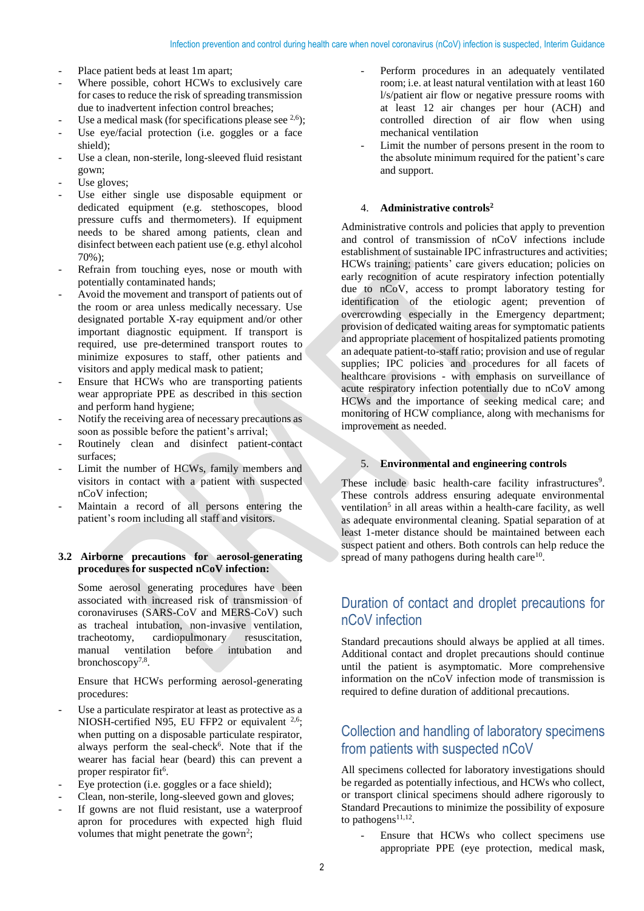- Place patient beds at least 1m apart;
- Where possible, cohort HCWs to exclusively care for cases to reduce the risk of spreading transmission due to inadvertent infection control breaches;
- Use a medical mask (for specifications please see [2,6]);
- Use eye/facial protection (i.e. goggles or a face shield);
- Use a clean, non-sterile, long-sleeved fluid resistant gown;
- Use gloves;
- Use either single use disposable equipment or dedicated equipment (e.g. stethoscopes, blood pressure cuffs and thermometers). If equipment needs to be shared among patients, clean and disinfect between each patient use (e.g. ethyl alcohol 70%);
- Refrain from touching eyes, nose or mouth with potentially contaminated hands;
- Avoid the movement and transport of patients out of the room or area unless medically necessary. Use designated portable X-ray equipment and/or other important diagnostic equipment. If transport is required, use pre-determined transport routes to minimize exposures to staff, other patients and visitors and apply medical mask to patient;
- Ensure that HCWs who are transporting patients wear appropriate PPE as described in this section and perform hand hygiene;
- Notify the receiving area of necessary precautions as soon as possible before the patient's arrival;
- Routinely clean and disinfect patient-contact surfaces;
- Limit the number of HCWs, family members and visitors in contact with a patient with suspected nCoV infection;
- Maintain a record of all persons entering the patient's room including all staff and visitors.

### 3.2 Airborne precautions for aerosol-generating procedures for suspected nCoV infection:

Some aerosol generating procedures have been associated with increased risk of transmission of coronaviruses (SARS-CoV and MERS-CoV) such as tracheal intubation, non-invasive ventilation, tracheotomy, cardiopulmonary resuscitation, manual ventilation before intubation and bronchoscopy[7,8].

Ensure that HCWs performing aerosol-generating procedures:

- Use a particulate respirator at least as protective as a NIOSH-certified N95, EU FFP2 or equivalent [2,6]; when putting on a disposable particulate respirator, always perform the seal-check[6]. Note that if the wearer has facial hear (beard) this can prevent a proper respirator fit[6].
- Eye protection (i.e. goggles or a face shield);
- Clean, non-sterile, long-sleeved gown and gloves;
- If gowns are not fluid resistant, use a waterproof apron for procedures with expected high fluid volumes that might penetrate the gown[2];
- Perform procedures in an adequately ventilated room; i.e. at least natural ventilation with at least 160 l/s/patient air flow or negative pressure rooms with at least 12 air changes per hour (ACH) and controlled direction of air flow when using mechanical ventilation
- Limit the number of persons present in the room to the absolute minimum required for the patient's care and support.

### 4. Administrative controls[2]

Administrative controls and policies that apply to prevention and control of transmission of nCoV infections include establishment of sustainable IPC infrastructures and activities; HCWs training; patients' care givers education; policies on early recognition of acute respiratory infection potentially due to nCoV, access to prompt laboratory testing for identification of the etiologic agent; prevention of overcrowding especially in the Emergency department; provision of dedicated waiting areas for symptomatic patients and appropriate placement of hospitalized patients promoting an adequate patient-to-staff ratio; provision and use of regular supplies; IPC policies and procedures for all facets of healthcare provisions - with emphasis on surveillance of acute respiratory infection potentially due to nCoV among HCWs and the importance of seeking medical care; and monitoring of HCW compliance, along with mechanisms for improvement as needed.

### 5. Environmental and engineering controls

These include basic health-care facility infrastructures[9]. These controls address ensuring adequate environmental ventilation[5] in all areas within a health-care facility, as well as adequate environmental cleaning. Spatial separation of at least 1-meter distance should be maintained between each suspect patient and others. Both controls can help reduce the spread of many pathogens during health care[10].

## Duration of contact and droplet precautions for nCoV infection

Standard precautions should always be applied at all times. Additional contact and droplet precautions should continue until the patient is asymptomatic. More comprehensive information on the nCoV infection mode of transmission is required to define duration of additional precautions.

## Collection and handling of laboratory specimens from patients with suspected nCoV

All specimens collected for laboratory investigations should be regarded as potentially infectious, and HCWs who collect, or transport clinical specimens should adhere rigorously to Standard Precautions to minimize the possibility of exposure to pathogens[11,12].

- Ensure that HCWs who collect specimens use appropriate PPE (eye protection, medical mask,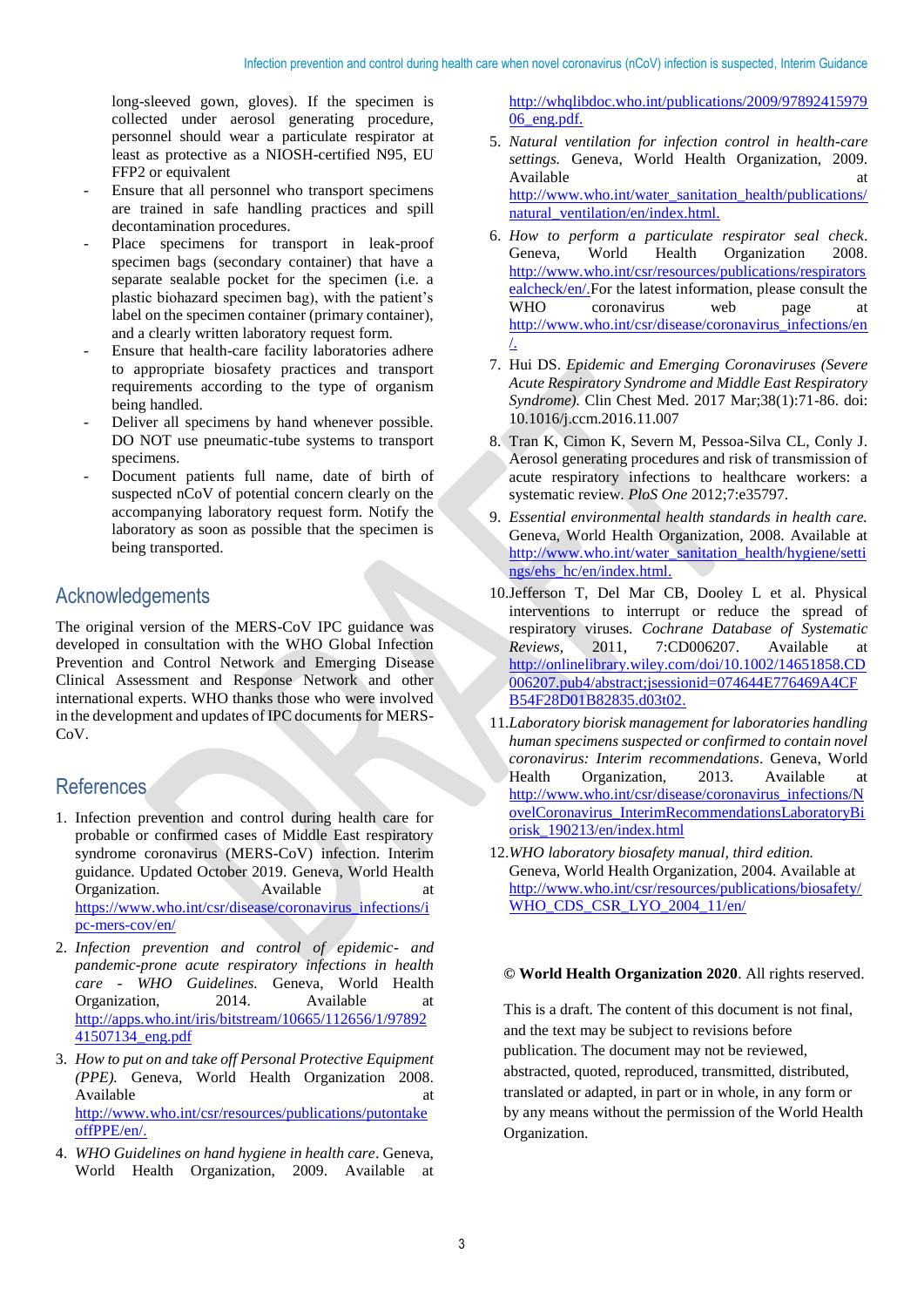long-sleeved gown, gloves). If the specimen is collected under aerosol generating procedure, personnel should wear a particulate respirator at least as protective as a NIOSH-certified N95, EU FFP2 or equivalent

- Ensure that all personnel who transport specimens are trained in safe handling practices and spill decontamination procedures.
- Place specimens for transport in leak-proof specimen bags (secondary container) that have a separate sealable pocket for the specimen (i.e. a plastic biohazard specimen bag), with the patient's label on the specimen container (primary container), and a clearly written laboratory request form.
- Ensure that health-care facility laboratories adhere to appropriate biosafety practices and transport requirements according to the type of organism being handled.
- Deliver all specimens by hand whenever possible. DO NOT use pneumatic-tube systems to transport specimens.
- Document patients full name, date of birth of suspected nCoV of potential concern clearly on the accompanying laboratory request form. Notify the laboratory as soon as possible that the specimen is being transported.

## Acknowledgements

The original version of the MERS-CoV IPC guidance was developed in consultation with the WHO Global Infection Prevention and Control Network and Emerging Disease Clinical Assessment and Response Network and other international experts. WHO thanks those who were involved in the development and updates of IPC documents for MERS-CoV.

## References

1. Infection prevention and control during health care for probable or confirmed cases of Middle East respiratory syndrome coronavirus (MERS-CoV) infection. Interim guidance. Updated October 2019. Geneva, World Health Organization. Available at https://www.who.int/csr/disease/coronavirus_infections/ipc-mers-cov/en/
2. *Infection prevention and control of epidemic- and pandemic-prone acute respiratory infections in health care - WHO Guidelines.* Geneva, World Health Organization, 2014. Available at http://apps.who.int/iris/bitstream/10665/112656/1/9789241507134_eng.pdf
3. *How to put on and take off Personal Protective Equipment (PPE).* Geneva, World Health Organization 2008. Available at http://www.who.int/csr/resources/publications/putontakeoffPPE/en/.
4. *WHO Guidelines on hand hygiene in health care*. Geneva, World Health Organization, 2009. Available at http://whqlibdoc.who.int/publications/2009/9789241597906_eng.pdf.
5. *Natural ventilation for infection control in health-care settings.* Geneva, World Health Organization, 2009. Available at http://www.who.int/water_sanitation_health/publications/natural_ventilation/en/index.html.
6. *How to perform a particulate respirator seal check*. Geneva, World Health Organization 2008. http://www.who.int/csr/resources/publications/respiratorsealcheck/en/.For the latest information, please consult the WHO coronavirus web page at http://www.who.int/csr/disease/coronavirus_infections/en/.
7. Hui DS. *Epidemic and Emerging Coronaviruses (Severe Acute Respiratory Syndrome and Middle East Respiratory Syndrome).* Clin Chest Med. 2017 Mar;38(1):71-86. doi: 10.1016/j.ccm.2016.11.007
8. Tran K, Cimon K, Severn M, Pessoa-Silva CL, Conly J. Aerosol generating procedures and risk of transmission of acute respiratory infections to healthcare workers: a systematic review. *PloS One* 2012;7:e35797.
9. *Essential environmental health standards in health care.* Geneva, World Health Organization, 2008. Available at http://www.who.int/water_sanitation_health/hygiene/settings/ehs_hc/en/index.html.
10. Jefferson T, Del Mar CB, Dooley L et al. Physical interventions to interrupt or reduce the spread of respiratory viruses. *Cochrane Database of Systematic Reviews*, 2011, 7:CD006207. Available at http://onlinelibrary.wiley.com/doi/10.1002/14651858.CD006207.pub4/abstract;jsessionid=074644E776469A4CFB54F28D01B82835.d03t02.
11. *Laboratory biorisk management for laboratories handling human specimens suspected or confirmed to contain novel coronavirus: Interim recommendations*. Geneva, World Health Organization, 2013. Available at http://www.who.int/csr/disease/coronavirus_infections/NovelCoronavirus_InterimRecommendationsLaboratoryBiorisk_190213/en/index.html
12. *WHO laboratory biosafety manual, third edition.* Geneva, World Health Organization, 2004. Available at http://www.who.int/csr/resources/publications/biosafety/WHO_CDS_CSR_LYO_2004_11/en/

**© World Health Organization 2020**. All rights reserved.

This is a draft. The content of this document is not final, and the text may be subject to revisions before publication. The document may not be reviewed, abstracted, quoted, reproduced, transmitted, distributed, translated or adapted, in part or in whole, in any form or by any means without the permission of the World Health Organization.